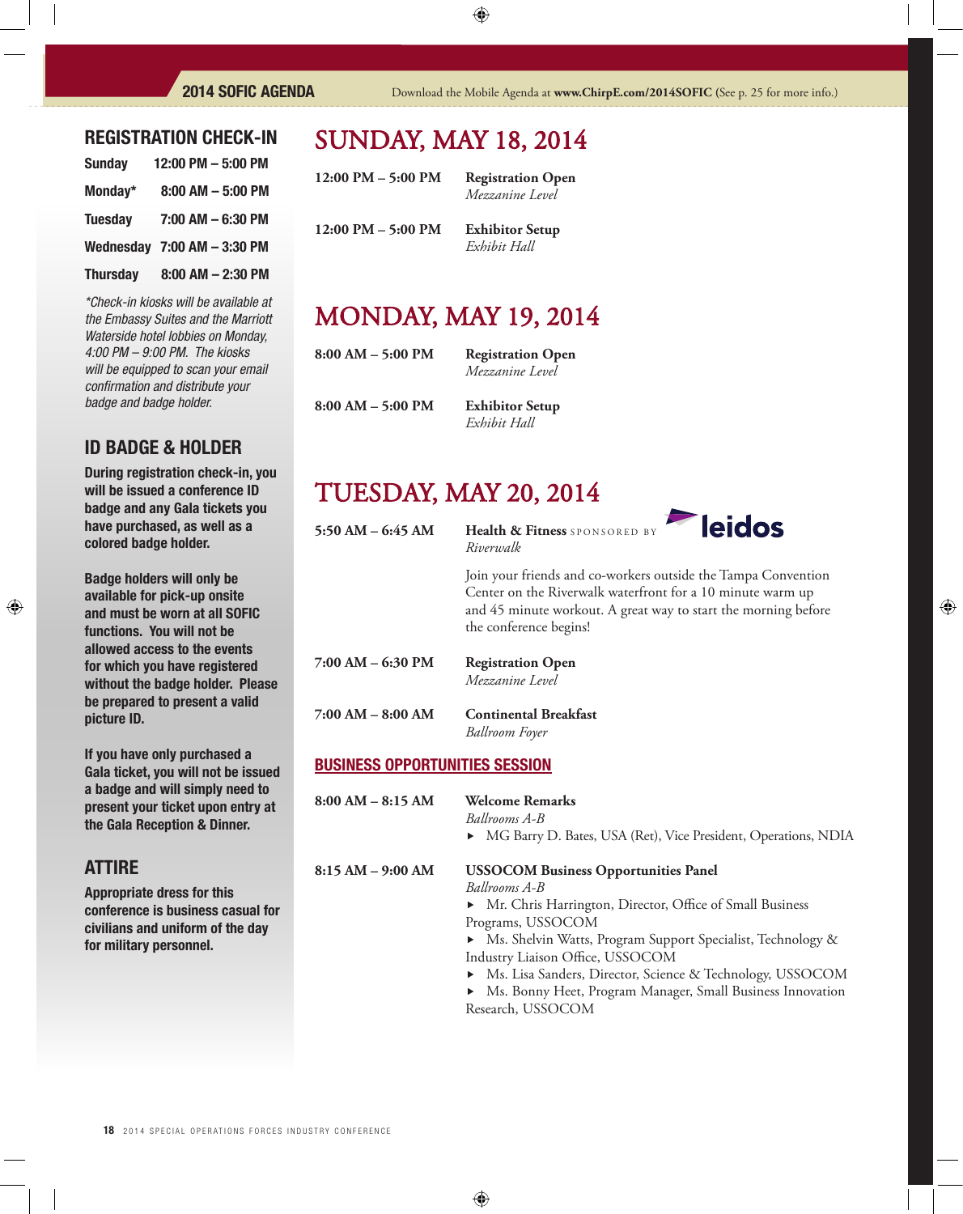## REGISTRATION CHECK-IN

| | |
|---|---|
| Sunday | 12:00 PM – 5:00 PM |
| Monday* | 8:00 AM – 5:00 PM |
| Tuesday | 7:00 AM – 6:30 PM |
| Wednesday | 7:00 AM – 3:30 PM |
| Thursday | 8:00 AM – 2:30 PM |

*\*Check-in kiosks will be available at the Embassy Suites and the Marriott Waterside hotel lobbies on Monday, 4:00 PM – 9:00 PM. The kiosks will be equipped to scan your email confirmation and distribute your badge and badge holder.*

## ID BADGE & HOLDER

**During registration check-in, you will be issued a conference ID badge and any Gala tickets you have purchased, as well as a colored badge holder.**

**Badge holders will only be available for pick-up onsite and must be worn at all SOFIC functions. You will not be allowed access to the events for which you have registered without the badge holder. Please be prepared to present a valid picture ID.**

**If you have only purchased a Gala ticket, you will not be issued a badge and will simply need to present your ticket upon entry at the Gala Reception & Dinner.**

## ATTIRE

**Appropriate dress for this conference is business casual for civilians and uniform of the day for military personnel.**

# SUNDAY, MAY 18, 2014

**12:00 PM – 5:00 PM** — **Registration Open**
*Mezzanine Level*

**12:00 PM – 5:00 PM** — **Exhibitor Setup**
*Exhibit Hall*

# MONDAY, MAY 19, 2014

**8:00 AM – 5:00 PM** — **Registration Open**
*Mezzanine Level*

**8:00 AM – 5:00 PM** — **Exhibitor Setup**
*Exhibit Hall*

# TUESDAY, MAY 20, 2014

**5:50 AM – 6:45 AM** — **Health & Fitness** SPONSORED BY leidos
*Riverwalk*

Join your friends and co-workers outside the Tampa Convention Center on the Riverwalk waterfront for a 10 minute warm up and 45 minute workout. A great way to start the morning before the conference begins!

**7:00 AM – 6:30 PM** — **Registration Open**
*Mezzanine Level*

**7:00 AM – 8:00 AM** — **Continental Breakfast**
*Ballroom Foyer*

## BUSINESS OPPORTUNITIES SESSION

**8:00 AM – 8:15 AM** — **Welcome Remarks**
*Ballrooms A-B*
- MG Barry D. Bates, USA (Ret), Vice President, Operations, NDIA

**8:15 AM – 9:00 AM** — **USSOCOM Business Opportunities Panel**
*Ballrooms A-B*
- Mr. Chris Harrington, Director, Office of Small Business Programs, USSOCOM
- Ms. Shelvin Watts, Program Support Specialist, Technology & Industry Liaison Office, USSOCOM
- Ms. Lisa Sanders, Director, Science & Technology, USSOCOM
- Ms. Bonny Heet, Program Manager, Small Business Innovation Research, USSOCOM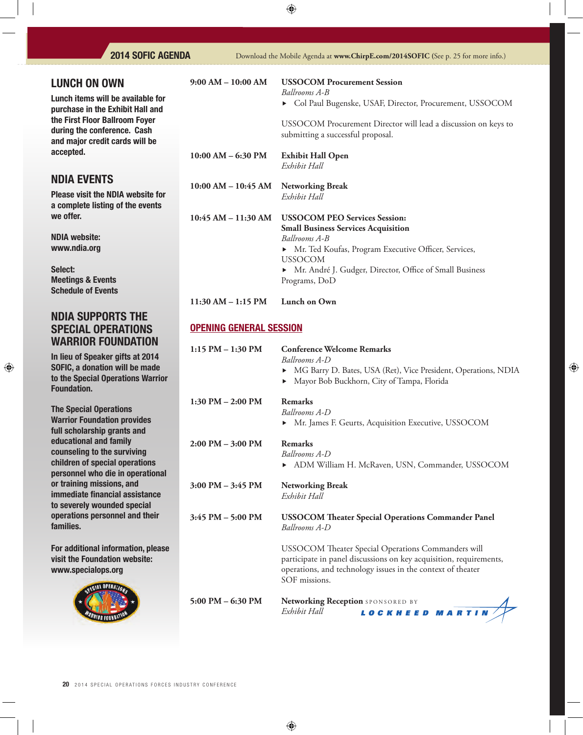## LUNCH ON OWN

**Lunch items will be available for purchase in the Exhibit Hall and the First Floor Ballroom Foyer during the conference. Cash and major credit cards will be accepted.**

## NDIA EVENTS

**Please visit the NDIA website for a complete listing of the events we offer.**

**NDIA website:**
**www.ndia.org**

**Select:**
**Meetings & Events**
**Schedule of Events**

## NDIA SUPPORTS THE SPECIAL OPERATIONS WARRIOR FOUNDATION

**In lieu of Speaker gifts at 2014 SOFIC, a donation will be made to the Special Operations Warrior Foundation.**

**The Special Operations Warrior Foundation provides full scholarship grants and educational and family counseling to the surviving children of special operations personnel who die in operational or training missions, and immediate financial assistance to severely wounded special operations personnel and their families.**

**For additional information, please visit the Foundation website: www.specialops.org**

---

**9:00 AM – 10:00 AM** — **USSOCOM Procurement Session**
*Ballrooms A-B*
- Col Paul Bugenske, USAF, Director, Procurement, USSOCOM

USSOCOM Procurement Director will lead a discussion on keys to submitting a successful proposal.

**10:00 AM – 6:30 PM** — **Exhibit Hall Open**
*Exhibit Hall*

**10:00 AM – 10:45 AM** — **Networking Break**
*Exhibit Hall*

**10:45 AM – 11:30 AM** — **USSOCOM PEO Services Session: Small Business Services Acquisition**
*Ballrooms A-B*
- Mr. Ted Koufas, Program Executive Officer, Services, USSOCOM
- Mr. André J. Gudger, Director, Office of Small Business Programs, DoD

**11:30 AM – 1:15 PM** — **Lunch on Own**

## OPENING GENERAL SESSION

**1:15 PM – 1:30 PM** — **Conference Welcome Remarks**
*Ballrooms A-D*
- MG Barry D. Bates, USA (Ret), Vice President, Operations, NDIA
- Mayor Bob Buckhorn, City of Tampa, Florida

**1:30 PM – 2:00 PM** — **Remarks**
*Ballrooms A-D*
- Mr. James F. Geurts, Acquisition Executive, USSOCOM

**2:00 PM – 3:00 PM** — **Remarks**
*Ballrooms A-D*
- ADM William H. McRaven, USN, Commander, USSOCOM

**3:00 PM – 3:45 PM** — **Networking Break**
*Exhibit Hall*

**3:45 PM – 5:00 PM** — **USSOCOM Theater Special Operations Commander Panel**
*Ballrooms A-D*

USSOCOM Theater Special Operations Commanders will participate in panel discussions on key acquisition, requirements, operations, and technology issues in the context of theater SOF missions.

**5:00 PM – 6:30 PM** — **Networking Reception** SPONSORED BY LOCKHEED MARTIN
*Exhibit Hall*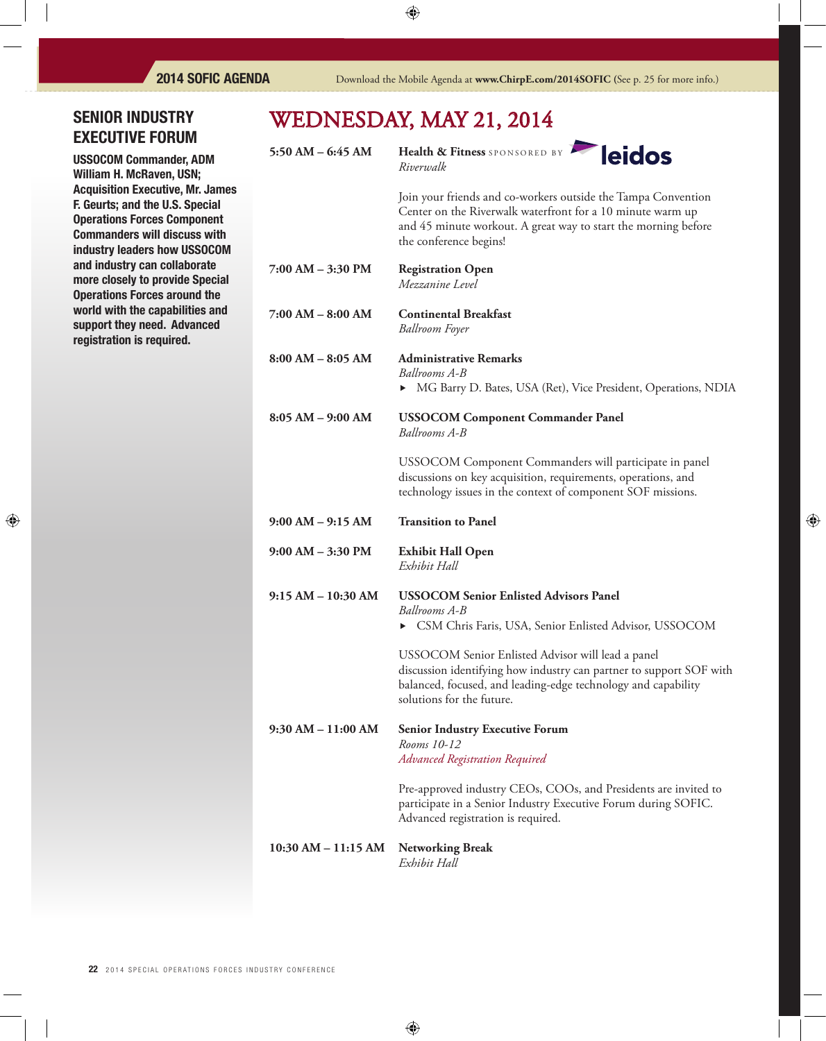## SENIOR INDUSTRY EXECUTIVE FORUM

**USSOCOM Commander, ADM William H. McRaven, USN; Acquisition Executive, Mr. James F. Geurts; and the U.S. Special Operations Forces Component Commanders will discuss with industry leaders how USSOCOM and industry can collaborate more closely to provide Special Operations Forces around the world with the capabilities and support they need. Advanced registration is required.**

# WEDNESDAY, MAY 21, 2014

**5:50 AM – 6:45 AM** — **Health & Fitness** SPONSORED BY leidos
*Riverwalk*

Join your friends and co-workers outside the Tampa Convention Center on the Riverwalk waterfront for a 10 minute warm up and 45 minute workout. A great way to start the morning before the conference begins!

**7:00 AM – 3:30 PM** — **Registration Open**
*Mezzanine Level*

**7:00 AM – 8:00 AM** — **Continental Breakfast**
*Ballroom Foyer*

**8:00 AM – 8:05 AM** — **Administrative Remarks**
*Ballrooms A-B*
- MG Barry D. Bates, USA (Ret), Vice President, Operations, NDIA

**8:05 AM – 9:00 AM** — **USSOCOM Component Commander Panel**
*Ballrooms A-B*

USSOCOM Component Commanders will participate in panel discussions on key acquisition, requirements, operations, and technology issues in the context of component SOF missions.

**9:00 AM – 9:15 AM** — **Transition to Panel**

**9:00 AM – 3:30 PM** — **Exhibit Hall Open**
*Exhibit Hall*

**9:15 AM – 10:30 AM** — **USSOCOM Senior Enlisted Advisors Panel**
*Ballrooms A-B*
- CSM Chris Faris, USA, Senior Enlisted Advisor, USSOCOM

USSOCOM Senior Enlisted Advisor will lead a panel discussion identifying how industry can partner to support SOF with balanced, focused, and leading-edge technology and capability solutions for the future.

**9:30 AM – 11:00 AM** — **Senior Industry Executive Forum**
*Rooms 10-12*
*Advanced Registration Required*

Pre-approved industry CEOs, COOs, and Presidents are invited to participate in a Senior Industry Executive Forum during SOFIC. Advanced registration is required.

**10:30 AM – 11:15 AM** — **Networking Break**
*Exhibit Hall*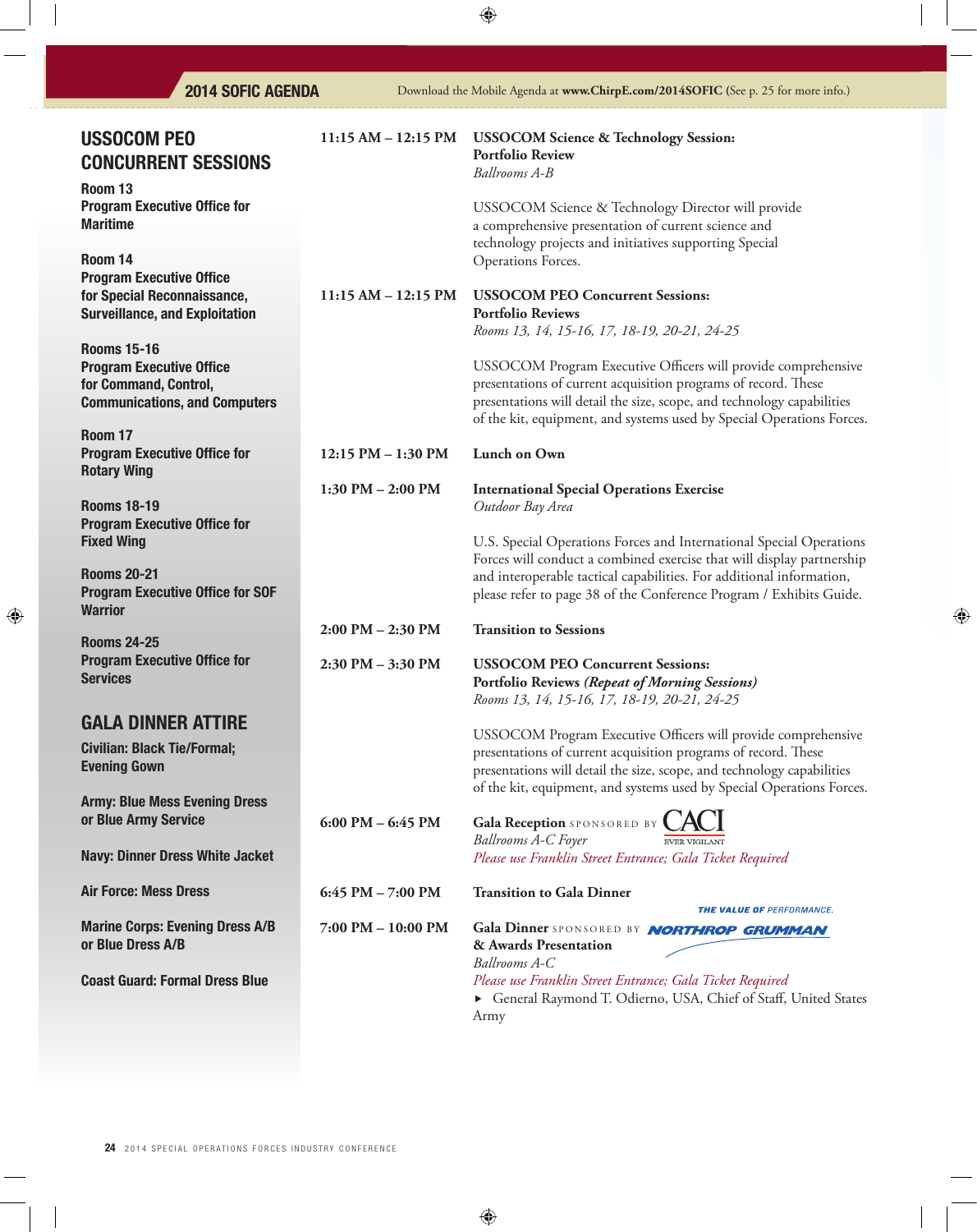## USSOCOM PEO CONCURRENT SESSIONS

**Room 13**
**Program Executive Office for Maritime**

**Room 14**
**Program Executive Office for Special Reconnaissance, Surveillance, and Exploitation**

**Rooms 15-16**
**Program Executive Office for Command, Control, Communications, and Computers**

**Room 17**
**Program Executive Office for Rotary Wing**

**Rooms 18-19**
**Program Executive Office for Fixed Wing**

**Rooms 20-21**
**Program Executive Office for SOF Warrior**

**Rooms 24-25**
**Program Executive Office for Services**

## GALA DINNER ATTIRE

**Civilian: Black Tie/Formal; Evening Gown**

**Army: Blue Mess Evening Dress or Blue Army Service**

**Navy: Dinner Dress White Jacket**

**Air Force: Mess Dress**

**Marine Corps: Evening Dress A/B or Blue Dress A/B**

**Coast Guard: Formal Dress Blue**

---

**11:15 AM – 12:15 PM** **USSOCOM Science & Technology Session: Portfolio Review**
*Ballrooms A-B*

USSOCOM Science & Technology Director will provide a comprehensive presentation of current science and technology projects and initiatives supporting Special Operations Forces.

**11:15 AM – 12:15 PM** **USSOCOM PEO Concurrent Sessions: Portfolio Reviews**
*Rooms 13, 14, 15-16, 17, 18-19, 20-21, 24-25*

USSOCOM Program Executive Officers will provide comprehensive presentations of current acquisition programs of record. These presentations will detail the size, scope, and technology capabilities of the kit, equipment, and systems used by Special Operations Forces.

**12:15 PM – 1:30 PM** **Lunch on Own**

**1:30 PM – 2:00 PM** **International Special Operations Exercise**
*Outdoor Bay Area*

U.S. Special Operations Forces and International Special Operations Forces will conduct a combined exercise that will display partnership and interoperable tactical capabilities. For additional information, please refer to page 38 of the Conference Program / Exhibits Guide.

**2:00 PM – 2:30 PM** **Transition to Sessions**

**2:30 PM – 3:30 PM** **USSOCOM PEO Concurrent Sessions: Portfolio Reviews *(Repeat of Morning Sessions)***
*Rooms 13, 14, 15-16, 17, 18-19, 20-21, 24-25*

USSOCOM Program Executive Officers will provide comprehensive presentations of current acquisition programs of record. These presentations will detail the size, scope, and technology capabilities of the kit, equipment, and systems used by Special Operations Forces.

**6:00 PM – 6:45 PM** **Gala Reception** SPONSORED BY CACI EVER VIGILANT
*Ballrooms A-C Foyer*
*Please use Franklin Street Entrance; Gala Ticket Required*

**6:45 PM – 7:00 PM** **Transition to Gala Dinner**

**7:00 PM – 10:00 PM** **Gala Dinner** SPONSORED BY NORTHROP GRUMMAN (THE VALUE OF PERFORMANCE.) **& Awards Presentation**
*Ballrooms A-C*
*Please use Franklin Street Entrance; Gala Ticket Required*

- General Raymond T. Odierno, USA, Chief of Staff, United States Army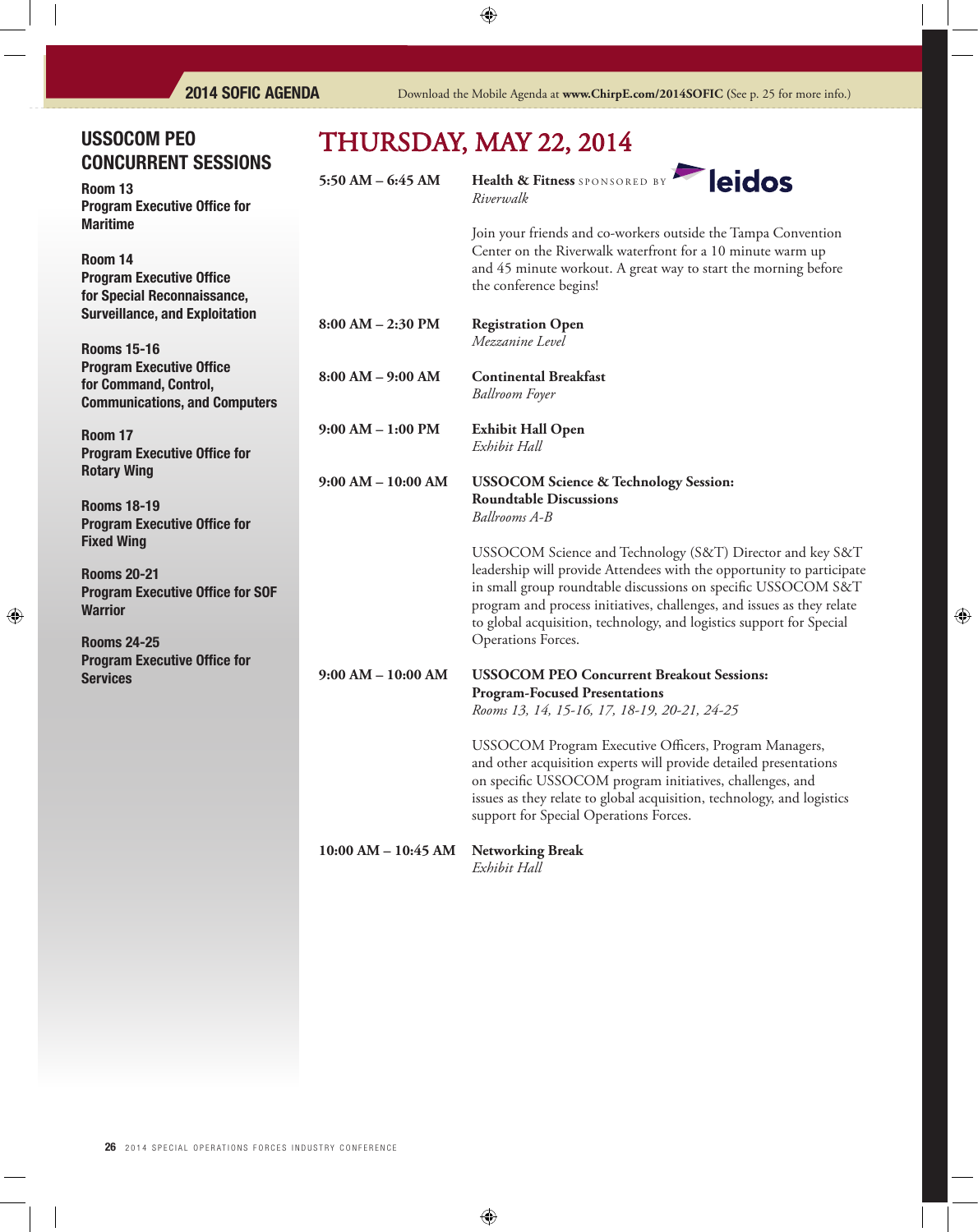## USSOCOM PEO CONCURRENT SESSIONS

**Room 13**
**Program Executive Office for Maritime**

**Room 14**
**Program Executive Office for Special Reconnaissance, Surveillance, and Exploitation**

**Rooms 15-16**
**Program Executive Office for Command, Control, Communications, and Computers**

**Room 17**
**Program Executive Office for Rotary Wing**

**Rooms 18-19**
**Program Executive Office for Fixed Wing**

**Rooms 20-21**
**Program Executive Office for SOF Warrior**

**Rooms 24-25**
**Program Executive Office for Services**

# THURSDAY, MAY 22, 2014

**5:50 AM – 6:45 AM** — **Health & Fitness** SPONSORED BY leidos
*Riverwalk*

Join your friends and co-workers outside the Tampa Convention Center on the Riverwalk waterfront for a 10 minute warm up and 45 minute workout. A great way to start the morning before the conference begins!

**8:00 AM – 2:30 PM** — **Registration Open**
*Mezzanine Level*

**8:00 AM – 9:00 AM** — **Continental Breakfast**
*Ballroom Foyer*

**9:00 AM – 1:00 PM** — **Exhibit Hall Open**
*Exhibit Hall*

**9:00 AM – 10:00 AM** — **USSOCOM Science & Technology Session: Roundtable Discussions**
*Ballrooms A-B*

USSOCOM Science and Technology (S&T) Director and key S&T leadership will provide Attendees with the opportunity to participate in small group roundtable discussions on specific USSOCOM S&T program and process initiatives, challenges, and issues as they relate to global acquisition, technology, and logistics support for Special Operations Forces.

**9:00 AM – 10:00 AM** — **USSOCOM PEO Concurrent Breakout Sessions: Program-Focused Presentations**
*Rooms 13, 14, 15-16, 17, 18-19, 20-21, 24-25*

USSOCOM Program Executive Officers, Program Managers, and other acquisition experts will provide detailed presentations on specific USSOCOM program initiatives, challenges, and issues as they relate to global acquisition, technology, and logistics support for Special Operations Forces.

**10:00 AM – 10:45 AM** — **Networking Break**
*Exhibit Hall*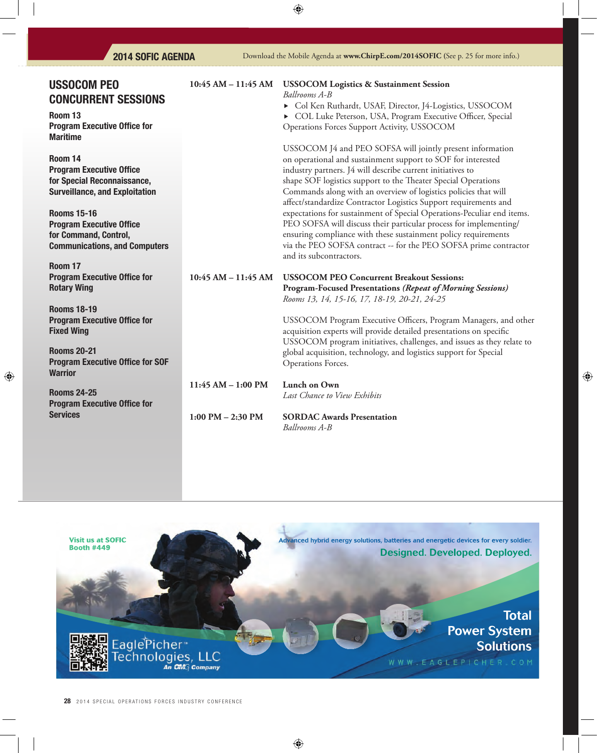## USSOCOM PEO CONCURRENT SESSIONS

**Room 13**
**Program Executive Office for Maritime**

**Room 14**
**Program Executive Office for Special Reconnaissance, Surveillance, and Exploitation**

**Rooms 15-16**
**Program Executive Office for Command, Control, Communications, and Computers**

**Room 17**
**Program Executive Office for Rotary Wing**

**Rooms 18-19**
**Program Executive Office for Fixed Wing**

**Rooms 20-21**
**Program Executive Office for SOF Warrior**

**Rooms 24-25**
**Program Executive Office for Services**

**10:45 AM – 11:45 AM** **USSOCOM Logistics & Sustainment Session**
*Ballrooms A-B*

- Col Ken Ruthardt, USAF, Director, J4-Logistics, USSOCOM
- COL Luke Peterson, USA, Program Executive Officer, Special Operations Forces Support Activity, USSOCOM

USSOCOM J4 and PEO SOFSA will jointly present information on operational and sustainment support to SOF for interested industry partners. J4 will describe current initiatives to shape SOF logistics support to the Theater Special Operations Commands along with an overview of logistics policies that will affect/standardize Contractor Logistics Support requirements and expectations for sustainment of Special Operations-Peculiar end items. PEO SOFSA will discuss their particular process for implementing/ensuring compliance with these sustainment policy requirements via the PEO SOFSA contract -- for the PEO SOFSA prime contractor and its subcontractors.

**10:45 AM – 11:45 AM** **USSOCOM PEO Concurrent Breakout Sessions:**
**Program-Focused Presentations *(Repeat of Morning Sessions)***
*Rooms 13, 14, 15-16, 17, 18-19, 20-21, 24-25*

USSOCOM Program Executive Officers, Program Managers, and other acquisition experts will provide detailed presentations on specific USSOCOM program initiatives, challenges, and issues as they relate to global acquisition, technology, and logistics support for Special Operations Forces.

**11:45 AM – 1:00 PM** **Lunch on Own**
*Last Chance to View Exhibits*

**1:00 PM – 2:30 PM** **SORDAC Awards Presentation**
*Ballrooms A-B*

Visit us at SOFIC
Booth #449

Advanced hybrid energy solutions, batteries and energetic devices for every soldier.

Designed. Developed. Deployed.

EaglePicher™ Technologies, LLC
An OM Group Company

Total Power System Solutions

WWW.EAGLEPICHER.COM